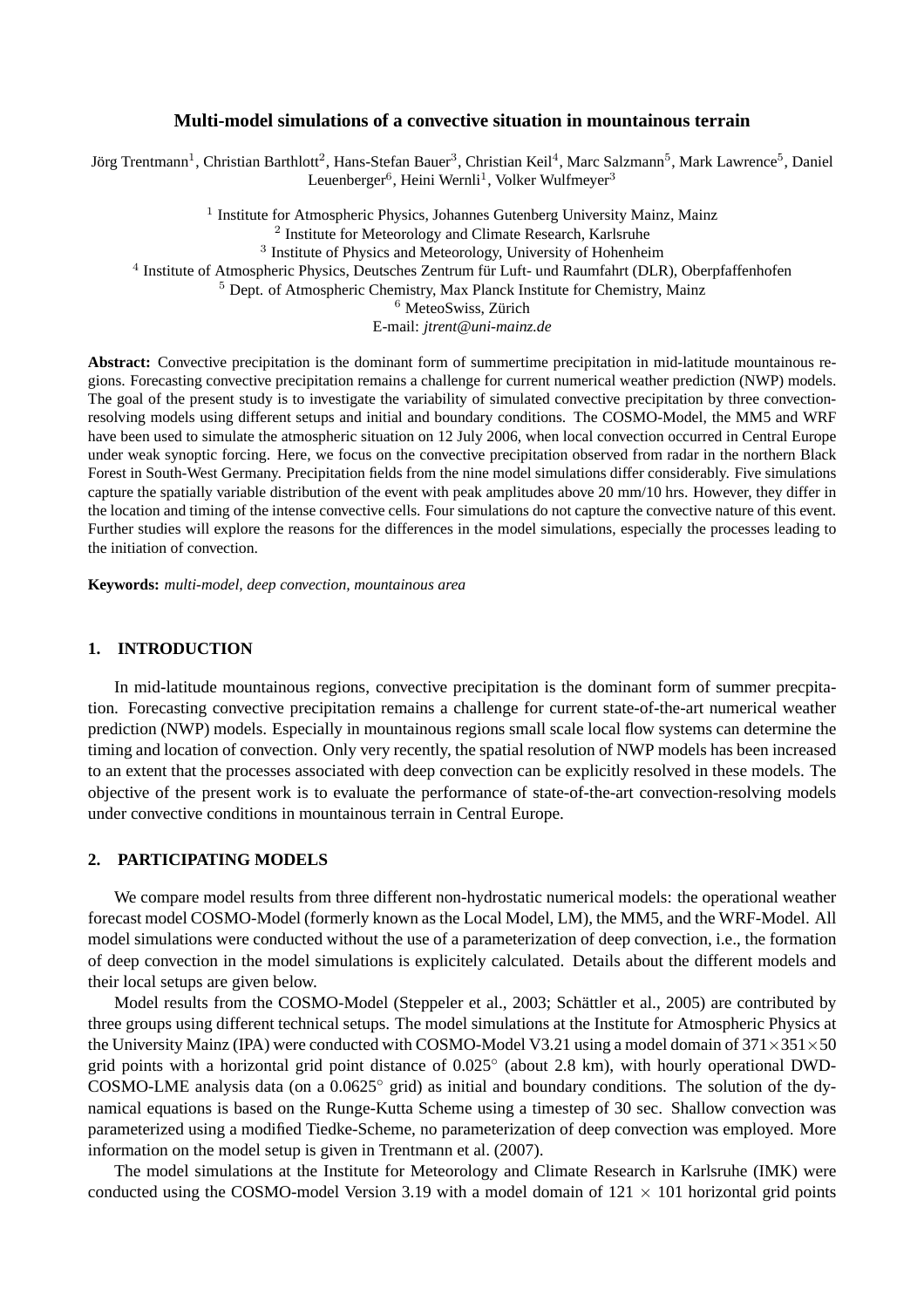# Multi-model simulations of a convective situation in mountainous terrain

Jörg Trentmann[1], Christian Barthlott[2], Hans-Stefan Bauer[3], Christian Keil[4], Marc Salzmann[5], Mark Lawrence[5], Daniel Leuenberger[6], Heini Wernli[1], Volker Wulfmeyer[3]

[1] Institute for Atmospheric Physics, Johannes Gutenberg University Mainz, Mainz
[2] Institute for Meteorology and Climate Research, Karlsruhe
[3] Institute of Physics and Meteorology, University of Hohenheim
[4] Institute of Atmospheric Physics, Deutsches Zentrum für Luft- und Raumfahrt (DLR), Oberpfaffenhofen
[5] Dept. of Atmospheric Chemistry, Max Planck Institute for Chemistry, Mainz
[6] MeteoSwiss, Zürich
E-mail: *jtrent@uni-mainz.de*

**Abstract:** Convective precipitation is the dominant form of summertime precipitation in mid-latitude mountainous regions. Forecasting convective precipitation remains a challenge for current numerical weather prediction (NWP) models. The goal of the present study is to investigate the variability of simulated convective precipitation by three convection-resolving models using different setups and initial and boundary conditions. The COSMO-Model, the MM5 and WRF have been used to simulate the atmospheric situation on 12 July 2006, when local convection occurred in Central Europe under weak synoptic forcing. Here, we focus on the convective precipitation observed from radar in the northern Black Forest in South-West Germany. Precipitation fields from the nine model simulations differ considerably. Five simulations capture the spatially variable distribution of the event with peak amplitudes above 20 mm/10 hrs. However, they differ in the location and timing of the intense convective cells. Four simulations do not capture the convective nature of this event. Further studies will explore the reasons for the differences in the model simulations, especially the processes leading to the initiation of convection.

**Keywords:** *multi-model, deep convection, mountainous area*

## 1. INTRODUCTION

In mid-latitude mountainous regions, convective precipitation is the dominant form of summer precpitation. Forecasting convective precipitation remains a challenge for current state-of-the-art numerical weather prediction (NWP) models. Especially in mountainous regions small scale local flow systems can determine the timing and location of convection. Only very recently, the spatial resolution of NWP models has been increased to an extent that the processes associated with deep convection can be explicitly resolved in these models. The objective of the present work is to evaluate the performance of state-of-the-art convection-resolving models under convective conditions in mountainous terrain in Central Europe.

## 2. PARTICIPATING MODELS

We compare model results from three different non-hydrostatic numerical models: the operational weather forecast model COSMO-Model (formerly known as the Local Model, LM), the MM5, and the WRF-Model. All model simulations were conducted without the use of a parameterization of deep convection, i.e., the formation of deep convection in the model simulations is explicitely calculated. Details about the different models and their local setups are given below.

Model results from the COSMO-Model (Steppeler et al., 2003; Schättler et al., 2005) are contributed by three groups using different technical setups. The model simulations at the Institute for Atmospheric Physics at the University Mainz (IPA) were conducted with COSMO-Model V3.21 using a model domain of $371\times351\times50$ grid points with a horizontal grid point distance of $0.025^\circ$ (about 2.8 km), with hourly operational DWD-COSMO-LME analysis data (on a $0.0625^\circ$ grid) as initial and boundary conditions. The solution of the dynamical equations is based on the Runge-Kutta Scheme using a timestep of 30 sec. Shallow convection was parameterized using a modified Tiedke-Scheme, no parameterization of deep convection was employed. More information on the model setup is given in Trentmann et al. (2007).

The model simulations at the Institute for Meteorology and Climate Research in Karlsruhe (IMK) were conducted using the COSMO-model Version 3.19 with a model domain of $121 \times 101$ horizontal grid points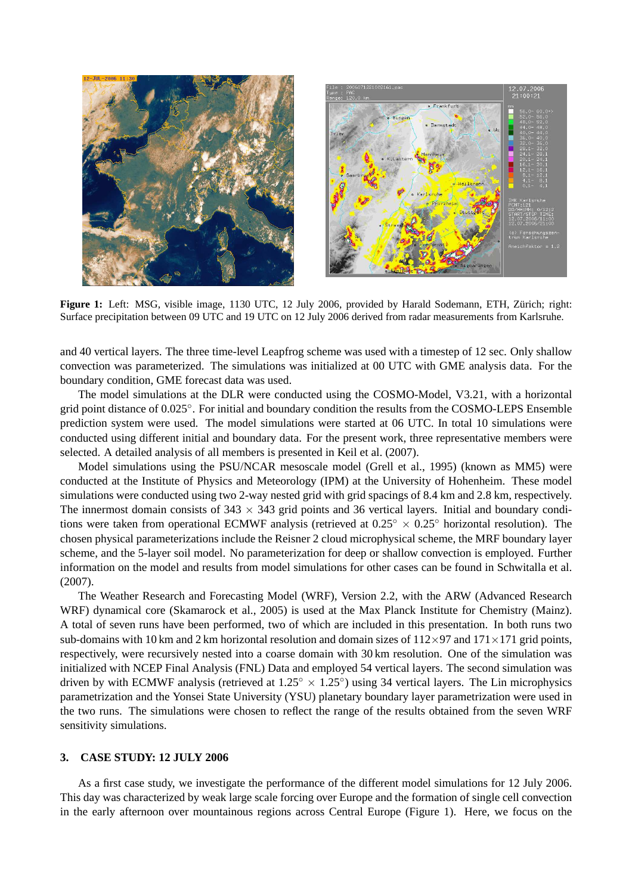**Figure 1:** Left: MSG, visible image, 1130 UTC, 12 July 2006, provided by Harald Sodemann, ETH, Zürich; right: Surface precipitation between 09 UTC and 19 UTC on 12 July 2006 derived from radar measurements from Karlsruhe.

and 40 vertical layers. The three time-level Leapfrog scheme was used with a timestep of 12 sec. Only shallow convection was parameterized. The simulations was initialized at 00 UTC with GME analysis data. For the boundary condition, GME forecast data was used.

The model simulations at the DLR were conducted using the COSMO-Model, V3.21, with a horizontal grid point distance of 0.025°. For initial and boundary condition the results from the COSMO-LEPS Ensemble prediction system were used. The model simulations were started at 06 UTC. In total 10 simulations were conducted using different initial and boundary data. For the present work, three representative members were selected. A detailed analysis of all members is presented in Keil et al. (2007).

Model simulations using the PSU/NCAR mesoscale model (Grell et al., 1995) (known as MM5) were conducted at the Institute of Physics and Meteorology (IPM) at the University of Hohenheim. These model simulations were conducted using two 2-way nested grid with grid spacings of 8.4 km and 2.8 km, respectively. The innermost domain consists of $343 \times 343$ grid points and 36 vertical layers. Initial and boundary conditions were taken from operational ECMWF analysis (retrieved at $0.25° \times 0.25°$ horizontal resolution). The chosen physical parameterizations include the Reisner 2 cloud microphysical scheme, the MRF boundary layer scheme, and the 5-layer soil model. No parameterization for deep or shallow convection is employed. Further information on the model and results from model simulations for other cases can be found in Schwitalla et al. (2007).

The Weather Research and Forecasting Model (WRF), Version 2.2, with the ARW (Advanced Research WRF) dynamical core (Skamarock et al., 2005) is used at the Max Planck Institute for Chemistry (Mainz). A total of seven runs have been performed, two of which are included in this presentation. In both runs two sub-domains with 10 km and 2 km horizontal resolution and domain sizes of $112 \times 97$ and $171 \times 171$ grid points, respectively, were recursively nested into a coarse domain with 30 km resolution. One of the simulation was initialized with NCEP Final Analysis (FNL) Data and employed 54 vertical layers. The second simulation was driven by with ECMWF analysis (retrieved at $1.25° \times 1.25°$) using 34 vertical layers. The Lin microphysics parametrization and the Yonsei State University (YSU) planetary boundary layer parametrization were used in the two runs. The simulations were chosen to reflect the range of the results obtained from the seven WRF sensitivity simulations.

## 3. CASE STUDY: 12 JULY 2006

As a first case study, we investigate the performance of the different model simulations for 12 July 2006. This day was characterized by weak large scale forcing over Europe and the formation of single cell convection in the early afternoon over mountainous regions across Central Europe (Figure 1). Here, we focus on the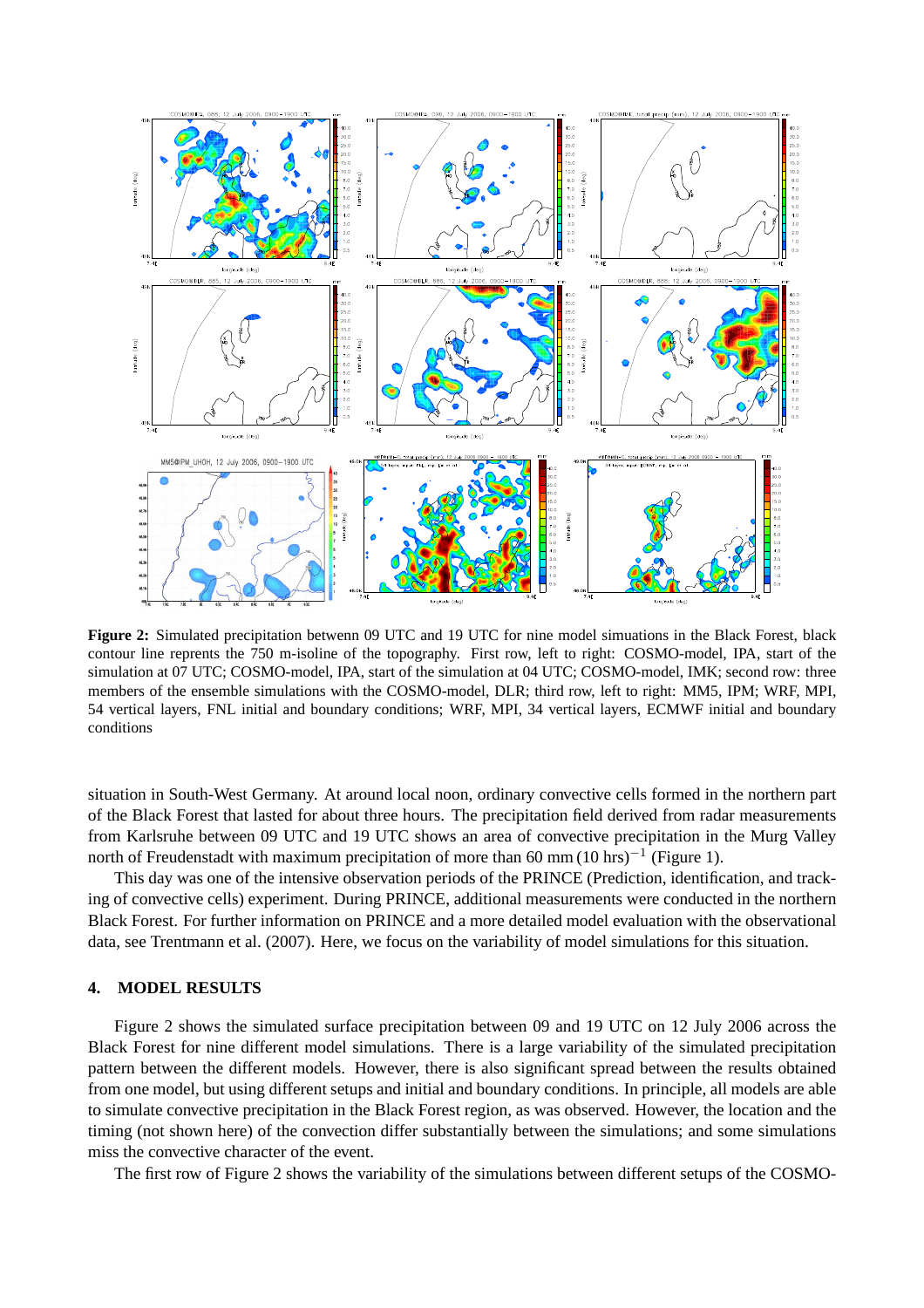**Figure 2:** Simulated precipitation betwenn 09 UTC and 19 UTC for nine model simuations in the Black Forest, black contour line reprents the 750 m-isoline of the topography. First row, left to right: COSMO-model, IPA, start of the simulation at 07 UTC; COSMO-model, IPA, start of the simulation at 04 UTC; COSMO-model, IMK; second row: three members of the ensemble simulations with the COSMO-model, DLR; third row, left to right: MM5, IPM; WRF, MPI, 54 vertical layers, FNL initial and boundary conditions; WRF, MPI, 34 vertical layers, ECMWF initial and boundary conditions

situation in South-West Germany. At around local noon, ordinary convective cells formed in the northern part of the Black Forest that lasted for about three hours. The precipitation field derived from radar measurements from Karlsruhe between 09 UTC and 19 UTC shows an area of convective precipitation in the Murg Valley north of Freudenstadt with maximum precipitation of more than 60 mm $(10\ \text{hrs})^{-1}$ (Figure 1).

This day was one of the intensive observation periods of the PRINCE (Prediction, identification, and tracking of convective cells) experiment. During PRINCE, additional measurements were conducted in the northern Black Forest. For further information on PRINCE and a more detailed model evaluation with the observational data, see Trentmann et al. (2007). Here, we focus on the variability of model simulations for this situation.

## 4. MODEL RESULTS

Figure 2 shows the simulated surface precipitation between 09 and 19 UTC on 12 July 2006 across the Black Forest for nine different model simulations. There is a large variability of the simulated precipitation pattern between the different models. However, there is also significant spread between the results obtained from one model, but using different setups and initial and boundary conditions. In principle, all models are able to simulate convective precipitation in the Black Forest region, as was observed. However, the location and the timing (not shown here) of the convection differ substantially between the simulations; and some simulations miss the convective character of the event.

The first row of Figure 2 shows the variability of the simulations between different setups of the COSMO-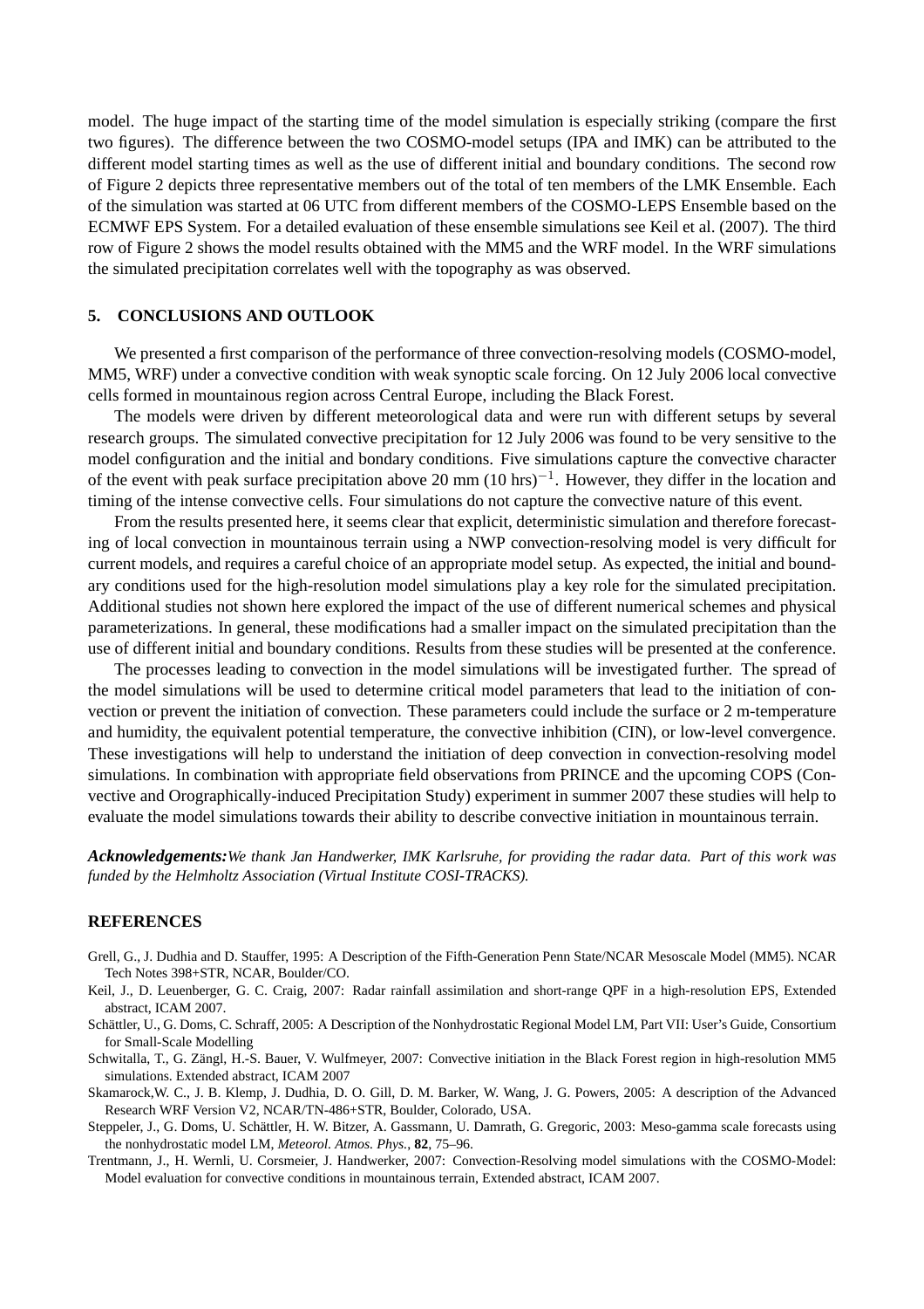model. The huge impact of the starting time of the model simulation is especially striking (compare the first two figures). The difference between the two COSMO-model setups (IPA and IMK) can be attributed to the different model starting times as well as the use of different initial and boundary conditions. The second row of Figure 2 depicts three representative members out of the total of ten members of the LMK Ensemble. Each of the simulation was started at 06 UTC from different members of the COSMO-LEPS Ensemble based on the ECMWF EPS System. For a detailed evaluation of these ensemble simulations see Keil et al. (2007). The third row of Figure 2 shows the model results obtained with the MM5 and the WRF model. In the WRF simulations the simulated precipitation correlates well with the topography as was observed.

## 5. CONCLUSIONS AND OUTLOOK

We presented a first comparison of the performance of three convection-resolving models (COSMO-model, MM5, WRF) under a convective condition with weak synoptic scale forcing. On 12 July 2006 local convective cells formed in mountainous region across Central Europe, including the Black Forest.

The models were driven by different meteorological data and were run with different setups by several research groups. The simulated convective precipitation for 12 July 2006 was found to be very sensitive to the model configuration and the initial and bondary conditions. Five simulations capture the convective character of the event with peak surface precipitation above 20 mm (10 hrs)$^{-1}$. However, they differ in the location and timing of the intense convective cells. Four simulations do not capture the convective nature of this event.

From the results presented here, it seems clear that explicit, deterministic simulation and therefore forecasting of local convection in mountainous terrain using a NWP convection-resolving model is very difficult for current models, and requires a careful choice of an appropriate model setup. As expected, the initial and boundary conditions used for the high-resolution model simulations play a key role for the simulated precipitation. Additional studies not shown here explored the impact of the use of different numerical schemes and physical parameterizations. In general, these modifications had a smaller impact on the simulated precipitation than the use of different initial and boundary conditions. Results from these studies will be presented at the conference.

The processes leading to convection in the model simulations will be investigated further. The spread of the model simulations will be used to determine critical model parameters that lead to the initiation of convection or prevent the initiation of convection. These parameters could include the surface or 2 m-temperature and humidity, the equivalent potential temperature, the convective inhibition (CIN), or low-level convergence. These investigations will help to understand the initiation of deep convection in convection-resolving model simulations. In combination with appropriate field observations from PRINCE and the upcoming COPS (Convective and Orographically-induced Precipitation Study) experiment in summer 2007 these studies will help to evaluate the model simulations towards their ability to describe convective initiation in mountainous terrain.

***Acknowledgements:*** *We thank Jan Handwerker, IMK Karlsruhe, for providing the radar data. Part of this work was funded by the Helmholtz Association (Virtual Institute COSI-TRACKS).*

## REFERENCES

Grell, G., J. Dudhia and D. Stauffer, 1995: A Description of the Fifth-Generation Penn State/NCAR Mesoscale Model (MM5). NCAR Tech Notes 398+STR, NCAR, Boulder/CO.

Keil, J., D. Leuenberger, G. C. Craig, 2007: Radar rainfall assimilation and short-range QPF in a high-resolution EPS, Extended abstract, ICAM 2007.

Schättler, U., G. Doms, C. Schraff, 2005: A Description of the Nonhydrostatic Regional Model LM, Part VII: User's Guide, Consortium for Small-Scale Modelling

Schwitalla, T., G. Zängl, H.-S. Bauer, V. Wulfmeyer, 2007: Convective initiation in the Black Forest region in high-resolution MM5 simulations. Extended abstract, ICAM 2007

Skamarock,W. C., J. B. Klemp, J. Dudhia, D. O. Gill, D. M. Barker, W. Wang, J. G. Powers, 2005: A description of the Advanced Research WRF Version V2, NCAR/TN-486+STR, Boulder, Colorado, USA.

Steppeler, J., G. Doms, U. Schättler, H. W. Bitzer, A. Gassmann, U. Damrath, G. Gregoric, 2003: Meso-gamma scale forecasts using the nonhydrostatic model LM, *Meteorol. Atmos. Phys.*, **82**, 75–96.

Trentmann, J., H. Wernli, U. Corsmeier, J. Handwerker, 2007: Convection-Resolving model simulations with the COSMO-Model: Model evaluation for convective conditions in mountainous terrain, Extended abstract, ICAM 2007.